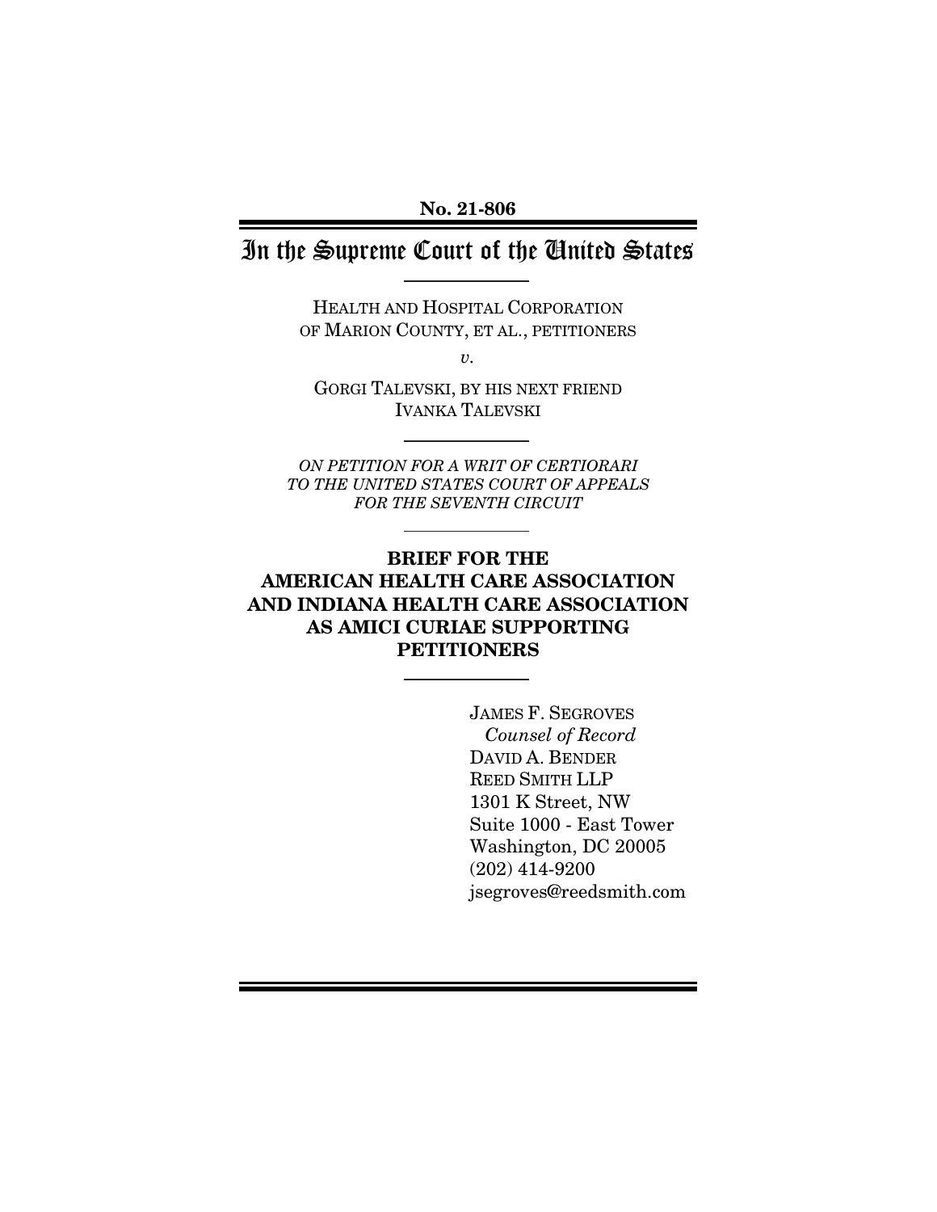**No. 21-806**

# In the Supreme Court of the United States

HEALTH AND HOSPITAL CORPORATION OF MARION COUNTY, ET AL., PETITIONERS

*v.*

GORGI TALEVSKI, BY HIS NEXT FRIEND IVANKA TALEVSKI

*ON PETITION FOR A WRIT OF CERTIORARI TO THE UNITED STATES COURT OF APPEALS FOR THE SEVENTH CIRCUIT*

## BRIEF FOR THE AMERICAN HEALTH CARE ASSOCIATION AND INDIANA HEALTH CARE ASSOCIATION AS AMICI CURIAE SUPPORTING PETITIONERS

JAMES F. SEGROVES
*Counsel of Record*
DAVID A. BENDER
REED SMITH LLP
1301 K Street, NW
Suite 1000 - East Tower
Washington, DC 20005
(202) 414-9200
jsegroves@reedsmith.com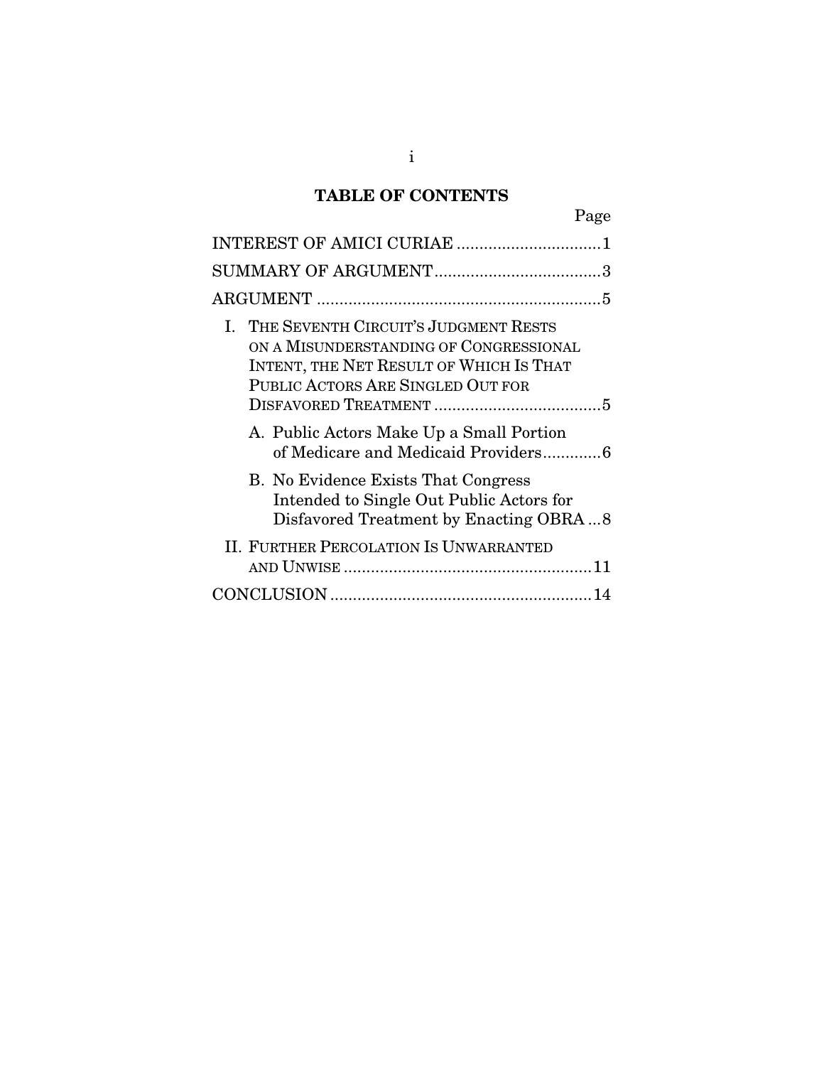## TABLE OF CONTENTS

| | Page |
|---|---|
| INTEREST OF AMICI CURIAE | 1 |
| SUMMARY OF ARGUMENT | 3 |
| ARGUMENT | 5 |
| I. THE SEVENTH CIRCUIT'S JUDGMENT RESTS ON A MISUNDERSTANDING OF CONGRESSIONAL INTENT, THE NET RESULT OF WHICH IS THAT PUBLIC ACTORS ARE SINGLED OUT FOR DISFAVORED TREATMENT | 5 |
| A. Public Actors Make Up a Small Portion of Medicare and Medicaid Providers | 6 |
| B. No Evidence Exists That Congress Intended to Single Out Public Actors for Disfavored Treatment by Enacting OBRA | 8 |
| II. FURTHER PERCOLATION IS UNWARRANTED AND UNWISE | 11 |
| CONCLUSION | 14 |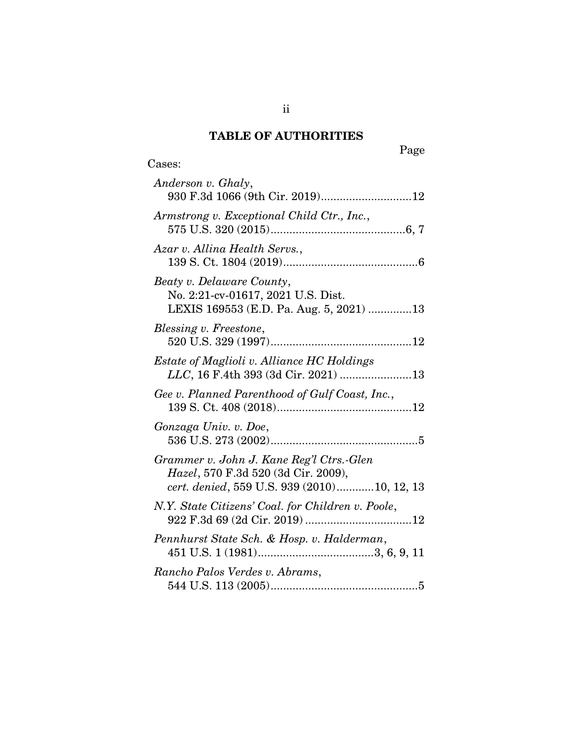## TABLE OF AUTHORITIES

Page

Cases:

*Anderson v. Ghaly*, 930 F.3d 1066 (9th Cir. 2019)............................12

*Armstrong v. Exceptional Child Ctr., Inc.*, 575 U.S. 320 (2015)..........................................6, 7

*Azar v. Allina Health Servs.*, 139 S. Ct. 1804 (2019)..........................................6

*Beaty v. Delaware County*, No. 2:21-cv-01617, 2021 U.S. Dist. LEXIS 169553 (E.D. Pa. Aug. 5, 2021) .............13

*Blessing v. Freestone*, 520 U.S. 329 (1997)............................................12

*Estate of Maglioli v. Alliance HC Holdings LLC*, 16 F.4th 393 (3d Cir. 2021) ......................13

*Gee v. Planned Parenthood of Gulf Coast, Inc.*, 139 S. Ct. 408 (2018)..........................................12

*Gonzaga Univ. v. Doe*, 536 U.S. 273 (2002)..............................................5

*Grammer v. John J. Kane Reg'l Ctrs.-Glen Hazel*, 570 F.3d 520 (3d Cir. 2009), *cert. denied*, 559 U.S. 939 (2010)...........10, 12, 13

*N.Y. State Citizens' Coal. for Children v. Poole*, 922 F.3d 69 (2d Cir. 2019) .................................12

*Pennhurst State Sch. & Hosp. v. Halderman*, 451 U.S. 1 (1981)....................................3, 6, 9, 11

*Rancho Palos Verdes v. Abrams*, 544 U.S. 113 (2005)..............................................5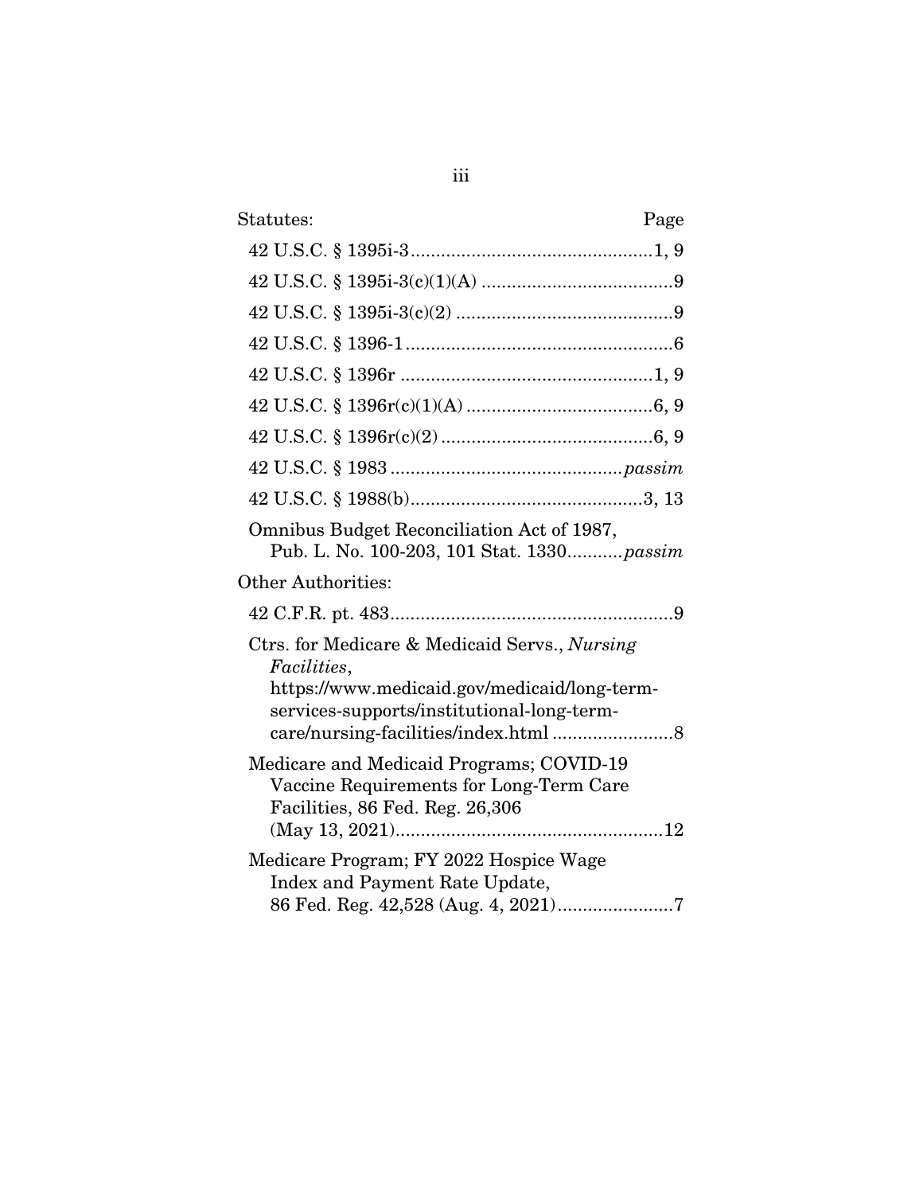| Statutes: | Page |
|---|---|
| 42 U.S.C. § 1395i-3 | 1, 9 |
| 42 U.S.C. § 1395i-3(c)(1)(A) | 9 |
| 42 U.S.C. § 1395i-3(c)(2) | 9 |
| 42 U.S.C. § 1396-1 | 6 |
| 42 U.S.C. § 1396r | 1, 9 |
| 42 U.S.C. § 1396r(c)(1)(A) | 6, 9 |
| 42 U.S.C. § 1396r(c)(2) | 6, 9 |
| 42 U.S.C. § 1983 | *passim* |
| 42 U.S.C. § 1988(b) | 3, 13 |
| Omnibus Budget Reconciliation Act of 1987, Pub. L. No. 100-203, 101 Stat. 1330 | *passim* |

Other Authorities:

| | |
|---|---|
| 42 C.F.R. pt. 483 | 9 |
| Ctrs. for Medicare & Medicaid Servs., *Nursing Facilities*, https://www.medicaid.gov/medicaid/long-term-services-supports/institutional-long-term-care/nursing-facilities/index.html | 8 |
| Medicare and Medicaid Programs; COVID-19 Vaccine Requirements for Long-Term Care Facilities, 86 Fed. Reg. 26,306 (May 13, 2021) | 12 |
| Medicare Program; FY 2022 Hospice Wage Index and Payment Rate Update, 86 Fed. Reg. 42,528 (Aug. 4, 2021) | 7 |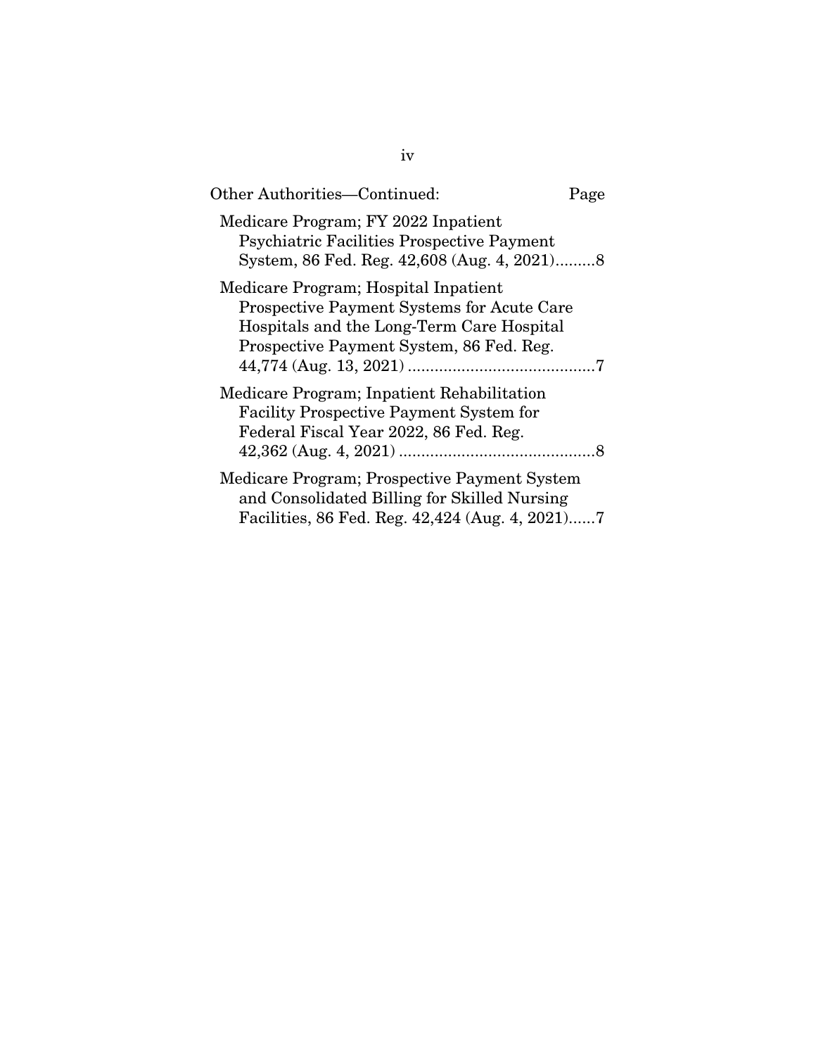Other Authorities—Continued: Page

Medicare Program; FY 2022 Inpatient Psychiatric Facilities Prospective Payment System, 86 Fed. Reg. 42,608 (Aug. 4, 2021).........8

Medicare Program; Hospital Inpatient Prospective Payment Systems for Acute Care Hospitals and the Long-Term Care Hospital Prospective Payment System, 86 Fed. Reg. 44,774 (Aug. 13, 2021) ..........................................7

Medicare Program; Inpatient Rehabilitation Facility Prospective Payment System for Federal Fiscal Year 2022, 86 Fed. Reg. 42,362 (Aug. 4, 2021) ............................................8

Medicare Program; Prospective Payment System and Consolidated Billing for Skilled Nursing Facilities, 86 Fed. Reg. 42,424 (Aug. 4, 2021)......7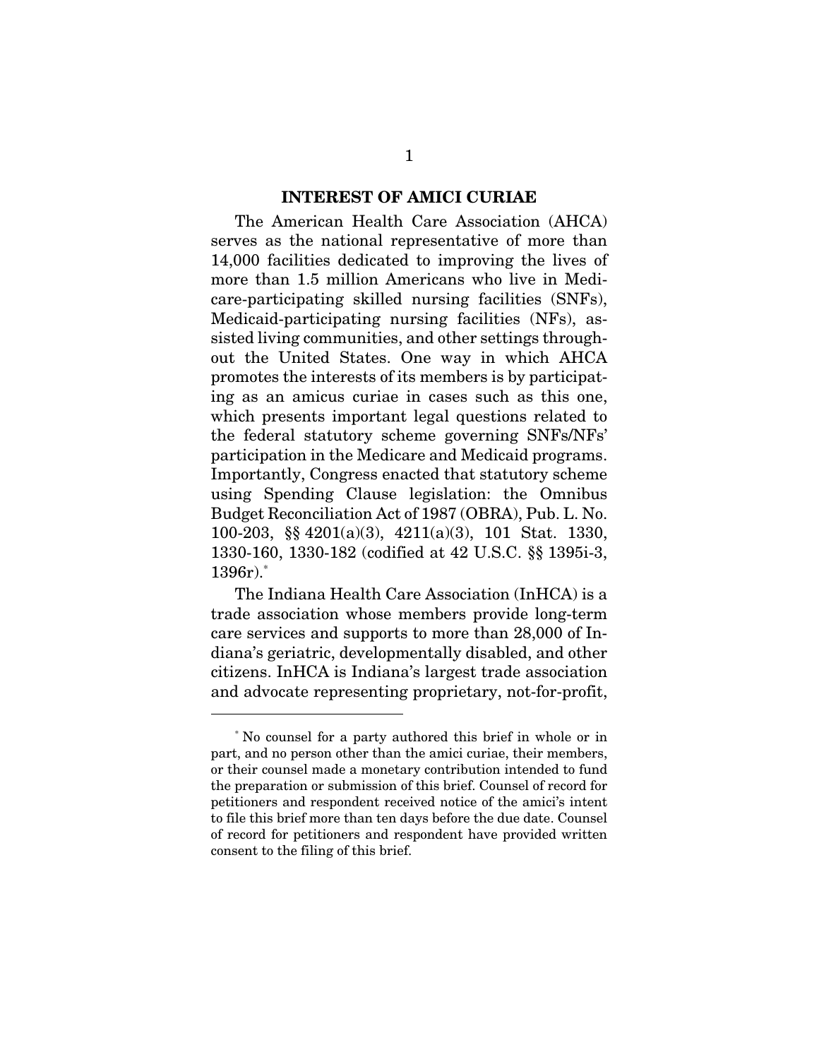## INTEREST OF AMICI CURIAE

The American Health Care Association (AHCA) serves as the national representative of more than 14,000 facilities dedicated to improving the lives of more than 1.5 million Americans who live in Medicare-participating skilled nursing facilities (SNFs), Medicaid-participating nursing facilities (NFs), assisted living communities, and other settings throughout the United States. One way in which AHCA promotes the interests of its members is by participating as an amicus curiae in cases such as this one, which presents important legal questions related to the federal statutory scheme governing SNFs/NFs' participation in the Medicare and Medicaid programs. Importantly, Congress enacted that statutory scheme using Spending Clause legislation: the Omnibus Budget Reconciliation Act of 1987 (OBRA), Pub. L. No. 100-203, §§ 4201(a)(3), 4211(a)(3), 101 Stat. 1330, 1330-160, 1330-182 (codified at 42 U.S.C. §§ 1395i-3, 1396r).[*]

The Indiana Health Care Association (InHCA) is a trade association whose members provide long-term care services and supports to more than 28,000 of Indiana's geriatric, developmentally disabled, and other citizens. InHCA is Indiana's largest trade association and advocate representing proprietary, not-for-profit,

---

[*] No counsel for a party authored this brief in whole or in part, and no person other than the amici curiae, their members, or their counsel made a monetary contribution intended to fund the preparation or submission of this brief. Counsel of record for petitioners and respondent received notice of the amici's intent to file this brief more than ten days before the due date. Counsel of record for petitioners and respondent have provided written consent to the filing of this brief.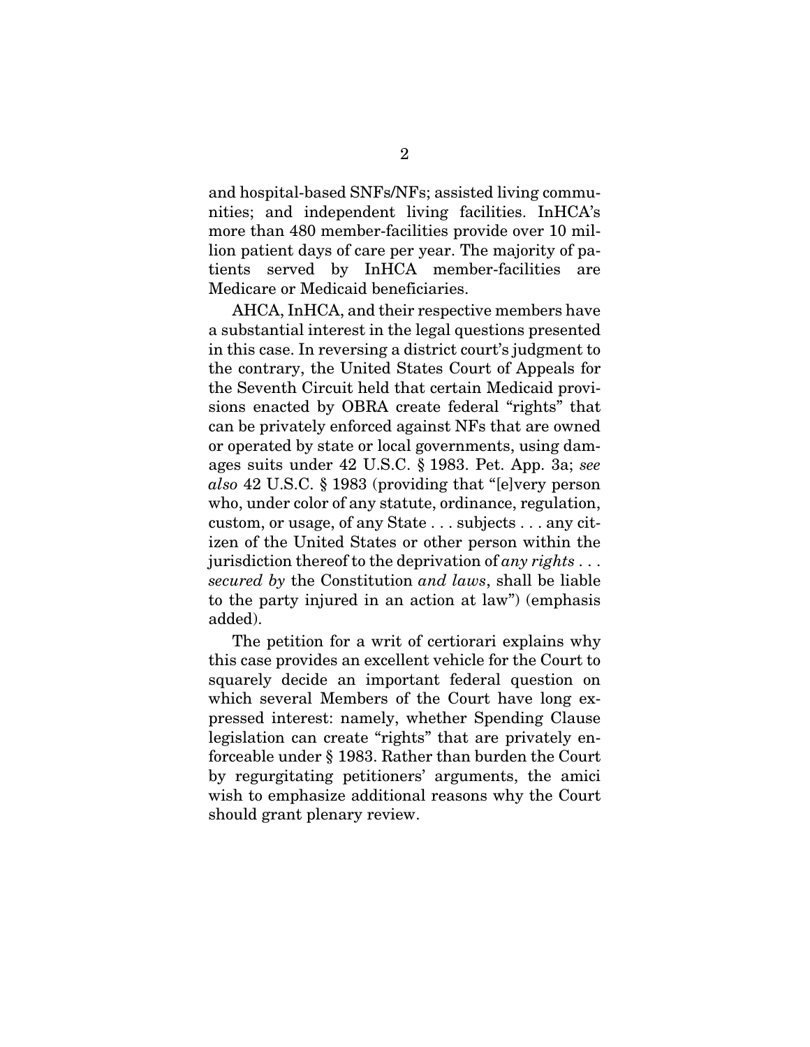and hospital-based SNFs/NFs; assisted living communities; and independent living facilities. InHCA's more than 480 member-facilities provide over 10 million patient days of care per year. The majority of patients served by InHCA member-facilities are Medicare or Medicaid beneficiaries.

AHCA, InHCA, and their respective members have a substantial interest in the legal questions presented in this case. In reversing a district court's judgment to the contrary, the United States Court of Appeals for the Seventh Circuit held that certain Medicaid provisions enacted by OBRA create federal "rights" that can be privately enforced against NFs that are owned or operated by state or local governments, using damages suits under 42 U.S.C. § 1983. Pet. App. 3a; *see also* 42 U.S.C. § 1983 (providing that "[e]very person who, under color of any statute, ordinance, regulation, custom, or usage, of any State . . . subjects . . . any citizen of the United States or other person within the jurisdiction thereof to the deprivation of *any rights . . . secured by* the Constitution *and laws*, shall be liable to the party injured in an action at law") (emphasis added).

The petition for a writ of certiorari explains why this case provides an excellent vehicle for the Court to squarely decide an important federal question on which several Members of the Court have long expressed interest: namely, whether Spending Clause legislation can create "rights" that are privately enforceable under § 1983. Rather than burden the Court by regurgitating petitioners' arguments, the amici wish to emphasize additional reasons why the Court should grant plenary review.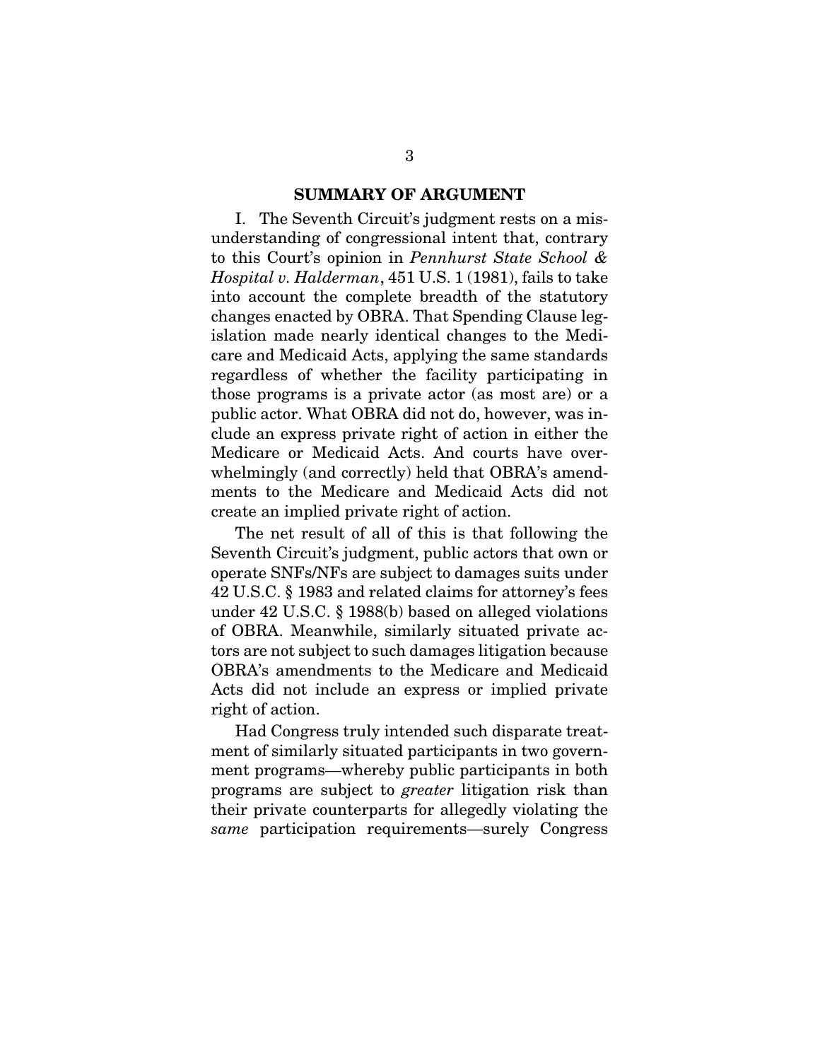## SUMMARY OF ARGUMENT

I. The Seventh Circuit's judgment rests on a misunderstanding of congressional intent that, contrary to this Court's opinion in *Pennhurst State School & Hospital v. Halderman*, 451 U.S. 1 (1981), fails to take into account the complete breadth of the statutory changes enacted by OBRA. That Spending Clause legislation made nearly identical changes to the Medicare and Medicaid Acts, applying the same standards regardless of whether the facility participating in those programs is a private actor (as most are) or a public actor. What OBRA did not do, however, was include an express private right of action in either the Medicare or Medicaid Acts. And courts have overwhelmingly (and correctly) held that OBRA's amendments to the Medicare and Medicaid Acts did not create an implied private right of action.

The net result of all of this is that following the Seventh Circuit's judgment, public actors that own or operate SNFs/NFs are subject to damages suits under 42 U.S.C. § 1983 and related claims for attorney's fees under 42 U.S.C. § 1988(b) based on alleged violations of OBRA. Meanwhile, similarly situated private actors are not subject to such damages litigation because OBRA's amendments to the Medicare and Medicaid Acts did not include an express or implied private right of action.

Had Congress truly intended such disparate treatment of similarly situated participants in two government programs—whereby public participants in both programs are subject to *greater* litigation risk than their private counterparts for allegedly violating the *same* participation requirements—surely Congress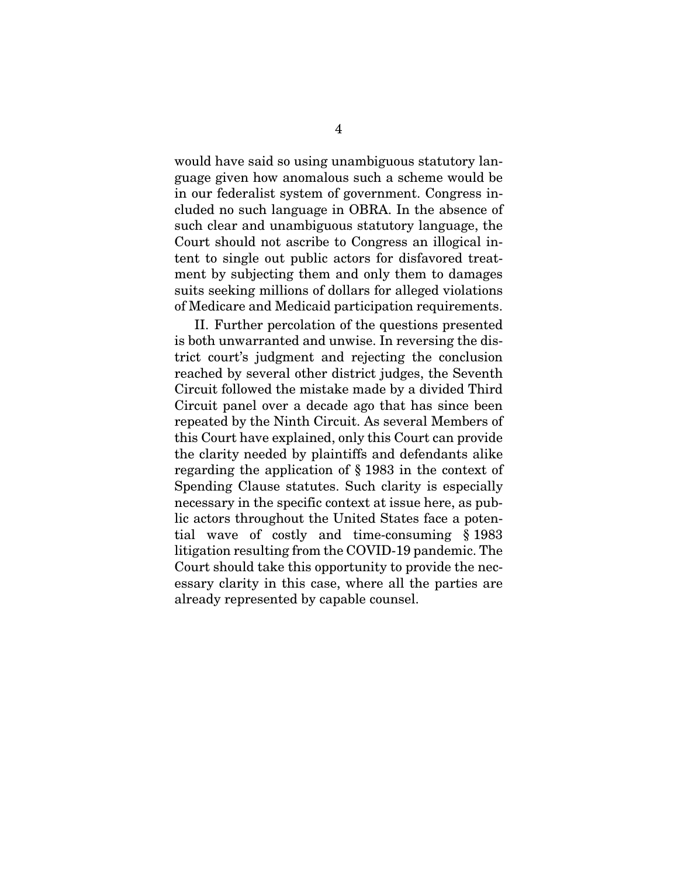would have said so using unambiguous statutory language given how anomalous such a scheme would be in our federalist system of government. Congress included no such language in OBRA. In the absence of such clear and unambiguous statutory language, the Court should not ascribe to Congress an illogical intent to single out public actors for disfavored treatment by subjecting them and only them to damages suits seeking millions of dollars for alleged violations of Medicare and Medicaid participation requirements.

II. Further percolation of the questions presented is both unwarranted and unwise. In reversing the district court's judgment and rejecting the conclusion reached by several other district judges, the Seventh Circuit followed the mistake made by a divided Third Circuit panel over a decade ago that has since been repeated by the Ninth Circuit. As several Members of this Court have explained, only this Court can provide the clarity needed by plaintiffs and defendants alike regarding the application of § 1983 in the context of Spending Clause statutes. Such clarity is especially necessary in the specific context at issue here, as public actors throughout the United States face a potential wave of costly and time-consuming § 1983 litigation resulting from the COVID-19 pandemic. The Court should take this opportunity to provide the necessary clarity in this case, where all the parties are already represented by capable counsel.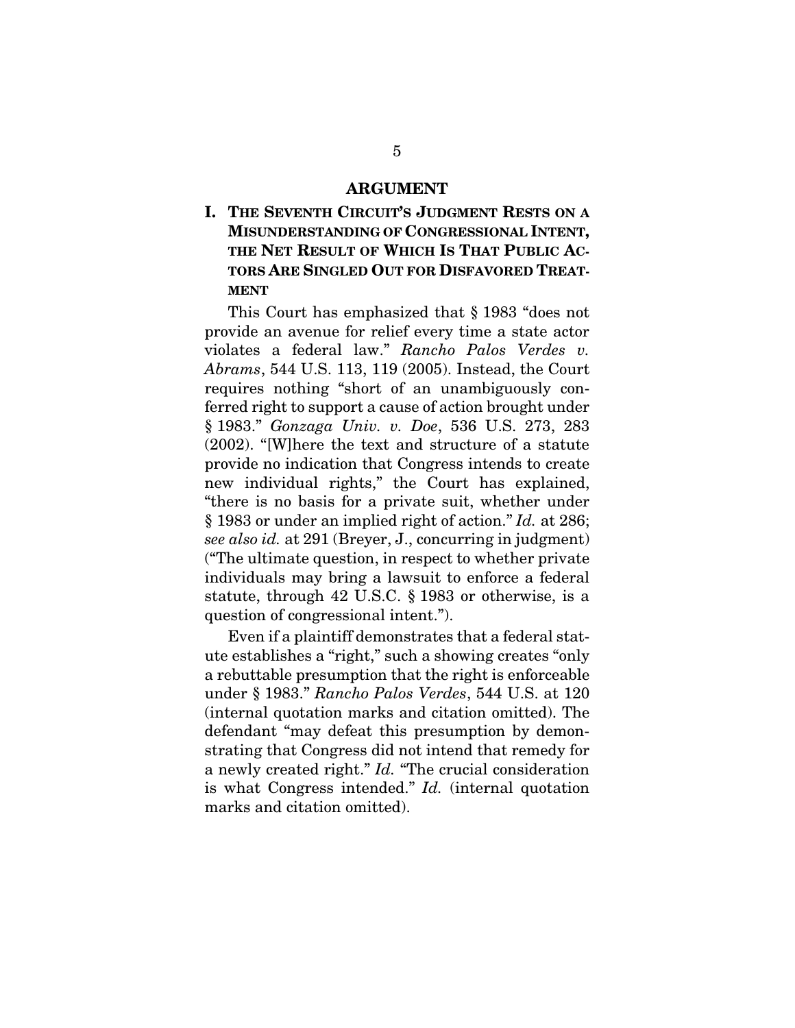## ARGUMENT

### I. THE SEVENTH CIRCUIT'S JUDGMENT RESTS ON A MISUNDERSTANDING OF CONGRESSIONAL INTENT, THE NET RESULT OF WHICH IS THAT PUBLIC ACTORS ARE SINGLED OUT FOR DISFAVORED TREATMENT

This Court has emphasized that § 1983 "does not provide an avenue for relief every time a state actor violates a federal law." *Rancho Palos Verdes v. Abrams*, 544 U.S. 113, 119 (2005). Instead, the Court requires nothing "short of an unambiguously conferred right to support a cause of action brought under § 1983." *Gonzaga Univ. v. Doe*, 536 U.S. 273, 283 (2002). "[W]here the text and structure of a statute provide no indication that Congress intends to create new individual rights," the Court has explained, "there is no basis for a private suit, whether under § 1983 or under an implied right of action." *Id.* at 286; *see also id.* at 291 (Breyer, J., concurring in judgment) ("The ultimate question, in respect to whether private individuals may bring a lawsuit to enforce a federal statute, through 42 U.S.C. § 1983 or otherwise, is a question of congressional intent.").

Even if a plaintiff demonstrates that a federal statute establishes a "right," such a showing creates "only a rebuttable presumption that the right is enforceable under § 1983." *Rancho Palos Verdes*, 544 U.S. at 120 (internal quotation marks and citation omitted). The defendant "may defeat this presumption by demonstrating that Congress did not intend that remedy for a newly created right." *Id.* "The crucial consideration is what Congress intended." *Id.* (internal quotation marks and citation omitted).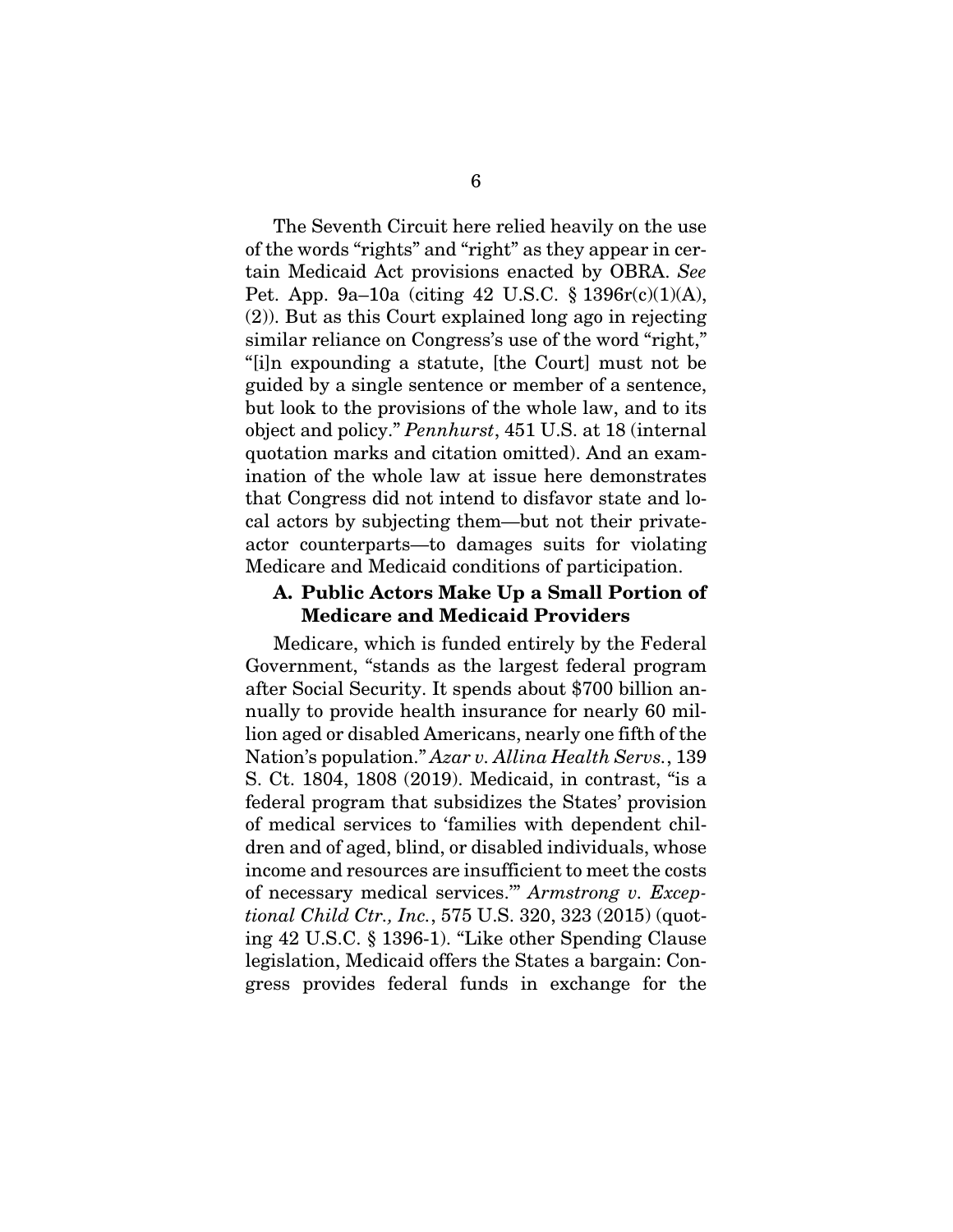The Seventh Circuit here relied heavily on the use of the words "rights" and "right" as they appear in certain Medicaid Act provisions enacted by OBRA. *See* Pet. App. 9a–10a (citing 42 U.S.C. § 1396r(c)(1)(A), (2)). But as this Court explained long ago in rejecting similar reliance on Congress's use of the word "right," "[i]n expounding a statute, [the Court] must not be guided by a single sentence or member of a sentence, but look to the provisions of the whole law, and to its object and policy." *Pennhurst*, 451 U.S. at 18 (internal quotation marks and citation omitted). And an examination of the whole law at issue here demonstrates that Congress did not intend to disfavor state and local actors by subjecting them—but not their private-actor counterparts—to damages suits for violating Medicare and Medicaid conditions of participation.

### A. Public Actors Make Up a Small Portion of Medicare and Medicaid Providers

Medicare, which is funded entirely by the Federal Government, "stands as the largest federal program after Social Security. It spends about $700 billion annually to provide health insurance for nearly 60 million aged or disabled Americans, nearly one fifth of the Nation's population." *Azar v. Allina Health Servs.*, 139 S. Ct. 1804, 1808 (2019). Medicaid, in contrast, "is a federal program that subsidizes the States' provision of medical services to 'families with dependent children and of aged, blind, or disabled individuals, whose income and resources are insufficient to meet the costs of necessary medical services.'" *Armstrong v. Exceptional Child Ctr., Inc.*, 575 U.S. 320, 323 (2015) (quoting 42 U.S.C. § 1396-1). "Like other Spending Clause legislation, Medicaid offers the States a bargain: Congress provides federal funds in exchange for the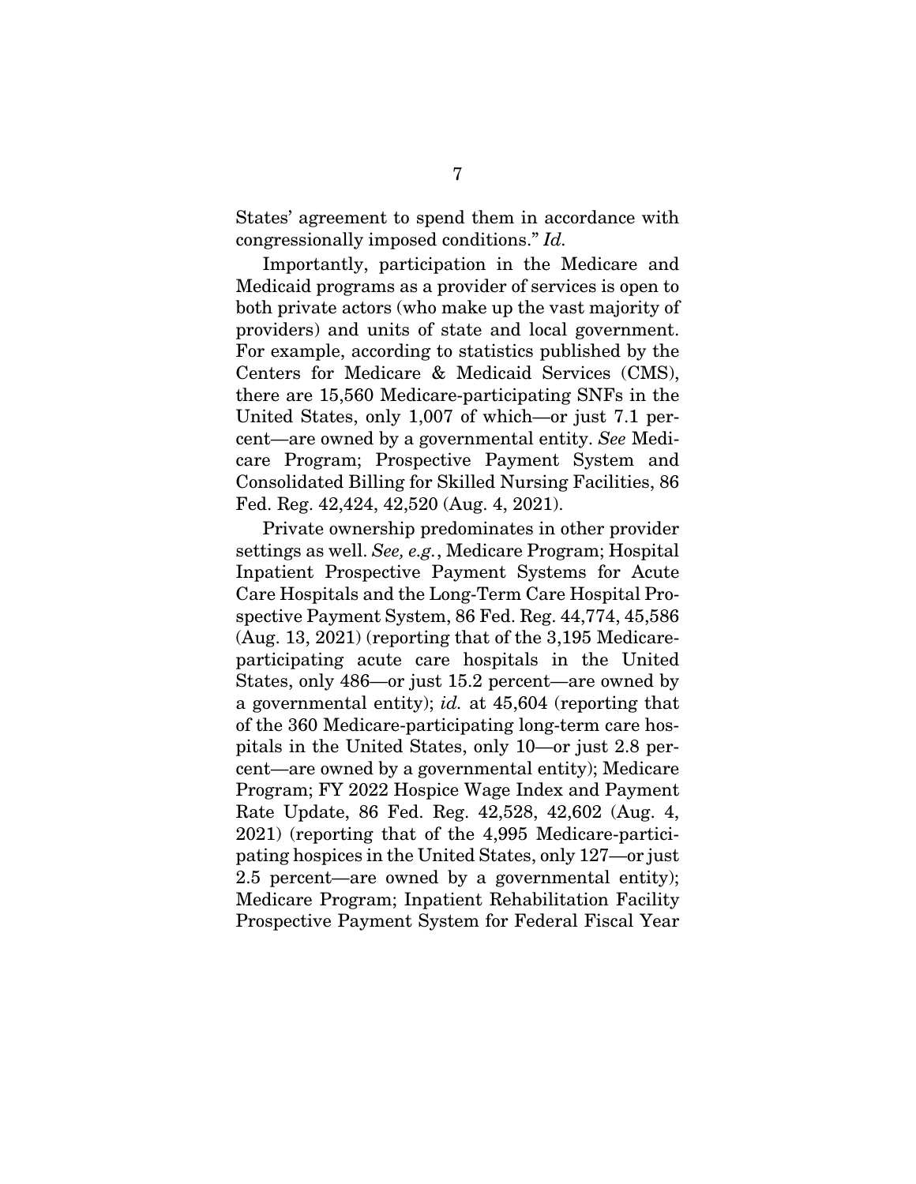States' agreement to spend them in accordance with congressionally imposed conditions." *Id.*

Importantly, participation in the Medicare and Medicaid programs as a provider of services is open to both private actors (who make up the vast majority of providers) and units of state and local government. For example, according to statistics published by the Centers for Medicare & Medicaid Services (CMS), there are 15,560 Medicare-participating SNFs in the United States, only 1,007 of which—or just 7.1 percent—are owned by a governmental entity. *See* Medicare Program; Prospective Payment System and Consolidated Billing for Skilled Nursing Facilities, 86 Fed. Reg. 42,424, 42,520 (Aug. 4, 2021).

Private ownership predominates in other provider settings as well. *See, e.g.*, Medicare Program; Hospital Inpatient Prospective Payment Systems for Acute Care Hospitals and the Long-Term Care Hospital Prospective Payment System, 86 Fed. Reg. 44,774, 45,586 (Aug. 13, 2021) (reporting that of the 3,195 Medicare-participating acute care hospitals in the United States, only 486—or just 15.2 percent—are owned by a governmental entity); *id.* at 45,604 (reporting that of the 360 Medicare-participating long-term care hospitals in the United States, only 10—or just 2.8 percent—are owned by a governmental entity); Medicare Program; FY 2022 Hospice Wage Index and Payment Rate Update, 86 Fed. Reg. 42,528, 42,602 (Aug. 4, 2021) (reporting that of the 4,995 Medicare-participating hospices in the United States, only 127—or just 2.5 percent—are owned by a governmental entity); Medicare Program; Inpatient Rehabilitation Facility Prospective Payment System for Federal Fiscal Year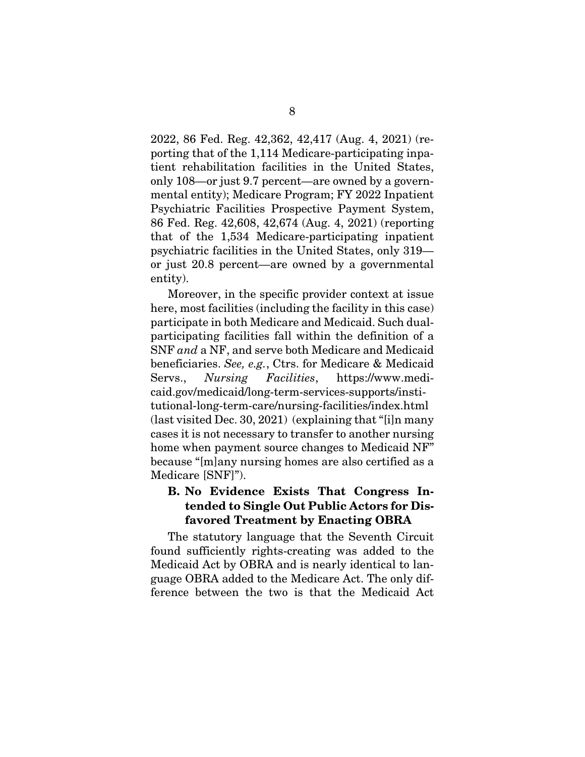2022, 86 Fed. Reg. 42,362, 42,417 (Aug. 4, 2021) (reporting that of the 1,114 Medicare-participating inpatient rehabilitation facilities in the United States, only 108—or just 9.7 percent—are owned by a governmental entity); Medicare Program; FY 2022 Inpatient Psychiatric Facilities Prospective Payment System, 86 Fed. Reg. 42,608, 42,674 (Aug. 4, 2021) (reporting that of the 1,534 Medicare-participating inpatient psychiatric facilities in the United States, only 319—or just 20.8 percent—are owned by a governmental entity).

Moreover, in the specific provider context at issue here, most facilities (including the facility in this case) participate in both Medicare and Medicaid. Such dual-participating facilities fall within the definition of a SNF *and* a NF, and serve both Medicare and Medicaid beneficiaries. *See, e.g.*, Ctrs. for Medicare & Medicaid Servs., *Nursing Facilities*, https://www.medicaid.gov/medicaid/long-term-services-supports/institutional-long-term-care/nursing-facilities/index.html (last visited Dec. 30, 2021) (explaining that "[i]n many cases it is not necessary to transfer to another nursing home when payment source changes to Medicaid NF" because "[m]any nursing homes are also certified as a Medicare [SNF]").

### B. No Evidence Exists That Congress Intended to Single Out Public Actors for Disfavored Treatment by Enacting OBRA

The statutory language that the Seventh Circuit found sufficiently rights-creating was added to the Medicaid Act by OBRA and is nearly identical to language OBRA added to the Medicare Act. The only difference between the two is that the Medicaid Act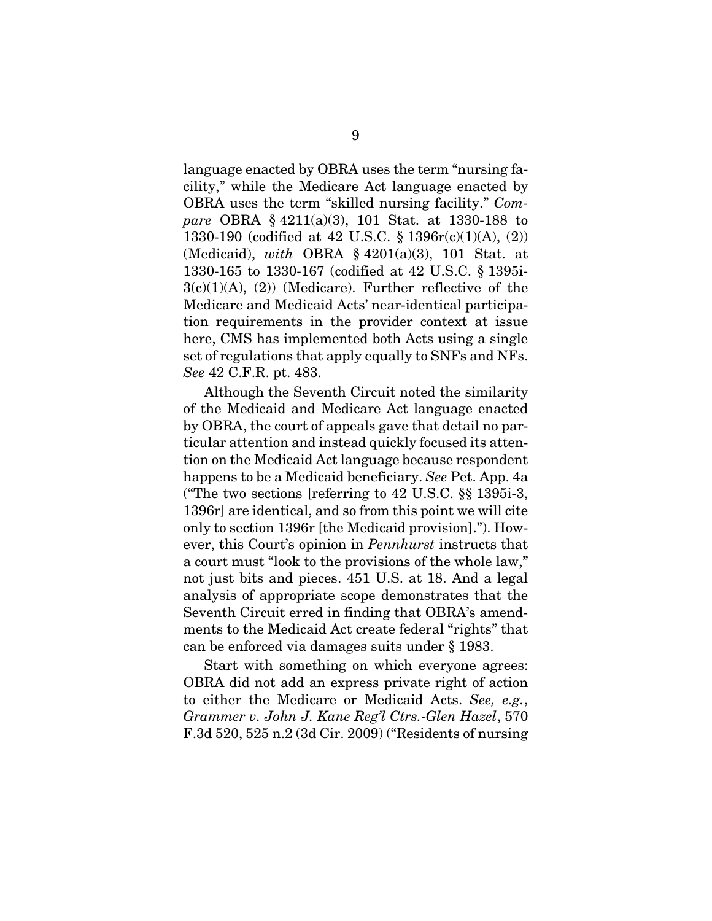language enacted by OBRA uses the term "nursing facility," while the Medicare Act language enacted by OBRA uses the term "skilled nursing facility." *Compare* OBRA § 4211(a)(3), 101 Stat. at 1330-188 to 1330-190 (codified at 42 U.S.C. § 1396r(c)(1)(A), (2)) (Medicaid), *with* OBRA § 4201(a)(3), 101 Stat. at 1330-165 to 1330-167 (codified at 42 U.S.C. § 1395i-3(c)(1)(A), (2)) (Medicare). Further reflective of the Medicare and Medicaid Acts' near-identical participation requirements in the provider context at issue here, CMS has implemented both Acts using a single set of regulations that apply equally to SNFs and NFs. *See* 42 C.F.R. pt. 483.

Although the Seventh Circuit noted the similarity of the Medicaid and Medicare Act language enacted by OBRA, the court of appeals gave that detail no particular attention and instead quickly focused its attention on the Medicaid Act language because respondent happens to be a Medicaid beneficiary. *See* Pet. App. 4a ("The two sections [referring to 42 U.S.C. §§ 1395i-3, 1396r] are identical, and so from this point we will cite only to section 1396r [the Medicaid provision]."). However, this Court's opinion in *Pennhurst* instructs that a court must "look to the provisions of the whole law," not just bits and pieces. 451 U.S. at 18. And a legal analysis of appropriate scope demonstrates that the Seventh Circuit erred in finding that OBRA's amendments to the Medicaid Act create federal "rights" that can be enforced via damages suits under § 1983.

Start with something on which everyone agrees: OBRA did not add an express private right of action to either the Medicare or Medicaid Acts. *See, e.g.*, *Grammer v. John J. Kane Reg'l Ctrs.-Glen Hazel*, 570 F.3d 520, 525 n.2 (3d Cir. 2009) ("Residents of nursing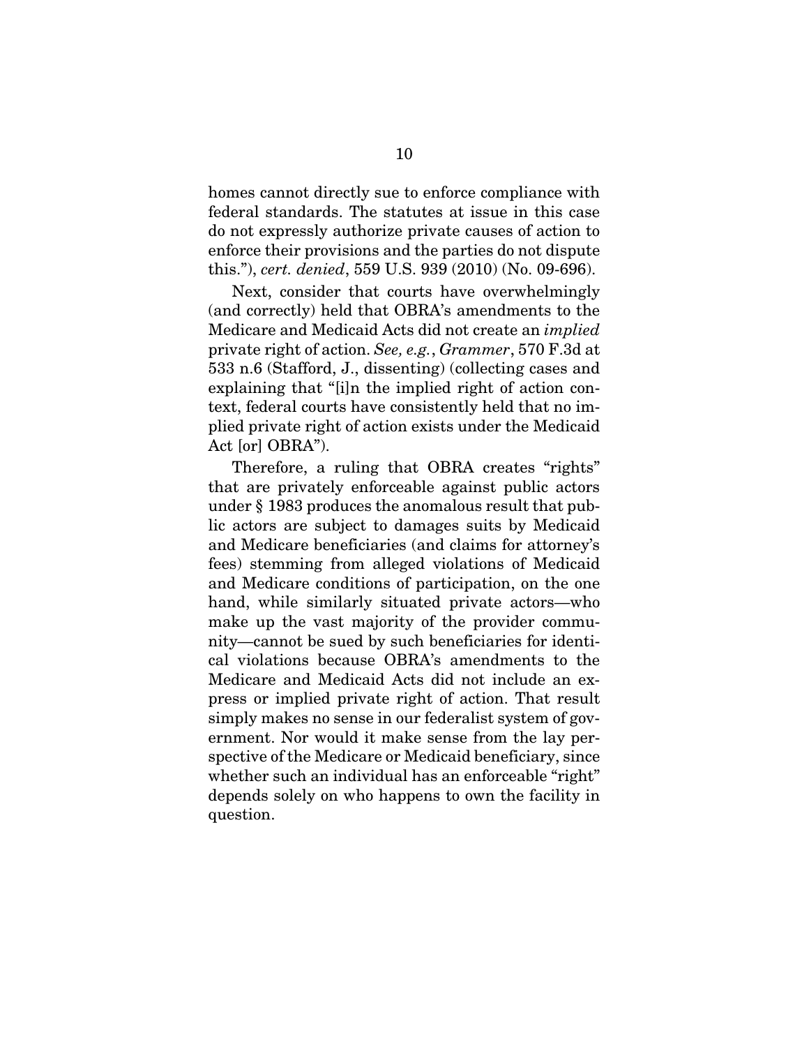homes cannot directly sue to enforce compliance with federal standards. The statutes at issue in this case do not expressly authorize private causes of action to enforce their provisions and the parties do not dispute this."), *cert. denied*, 559 U.S. 939 (2010) (No. 09-696).

Next, consider that courts have overwhelmingly (and correctly) held that OBRA's amendments to the Medicare and Medicaid Acts did not create an *implied* private right of action. *See, e.g.*, *Grammer*, 570 F.3d at 533 n.6 (Stafford, J., dissenting) (collecting cases and explaining that "[i]n the implied right of action context, federal courts have consistently held that no implied private right of action exists under the Medicaid Act [or] OBRA").

Therefore, a ruling that OBRA creates "rights" that are privately enforceable against public actors under § 1983 produces the anomalous result that public actors are subject to damages suits by Medicaid and Medicare beneficiaries (and claims for attorney's fees) stemming from alleged violations of Medicaid and Medicare conditions of participation, on the one hand, while similarly situated private actors—who make up the vast majority of the provider community—cannot be sued by such beneficiaries for identical violations because OBRA's amendments to the Medicare and Medicaid Acts did not include an express or implied private right of action. That result simply makes no sense in our federalist system of government. Nor would it make sense from the lay perspective of the Medicare or Medicaid beneficiary, since whether such an individual has an enforceable "right" depends solely on who happens to own the facility in question.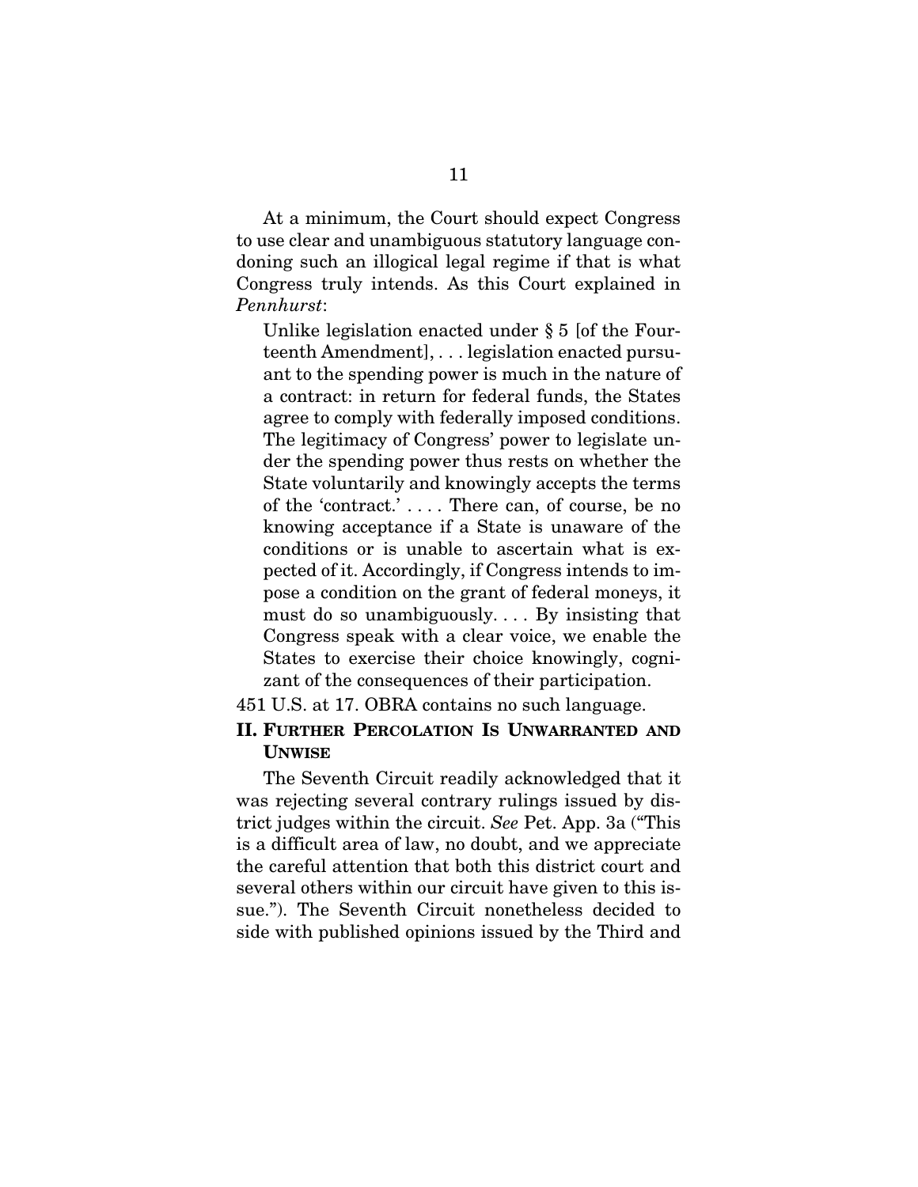At a minimum, the Court should expect Congress to use clear and unambiguous statutory language condoning such an illogical legal regime if that is what Congress truly intends. As this Court explained in *Pennhurst*:

> Unlike legislation enacted under § 5 [of the Fourteenth Amendment], . . . legislation enacted pursuant to the spending power is much in the nature of a contract: in return for federal funds, the States agree to comply with federally imposed conditions. The legitimacy of Congress' power to legislate under the spending power thus rests on whether the State voluntarily and knowingly accepts the terms of the 'contract.' . . . . There can, of course, be no knowing acceptance if a State is unaware of the conditions or is unable to ascertain what is expected of it. Accordingly, if Congress intends to impose a condition on the grant of federal moneys, it must do so unambiguously. . . . By insisting that Congress speak with a clear voice, we enable the States to exercise their choice knowingly, cognizant of the consequences of their participation.

451 U.S. at 17. OBRA contains no such language.

## II. Further Percolation Is Unwarranted and Unwise

The Seventh Circuit readily acknowledged that it was rejecting several contrary rulings issued by district judges within the circuit. *See* Pet. App. 3a ("This is a difficult area of law, no doubt, and we appreciate the careful attention that both this district court and several others within our circuit have given to this issue."). The Seventh Circuit nonetheless decided to side with published opinions issued by the Third and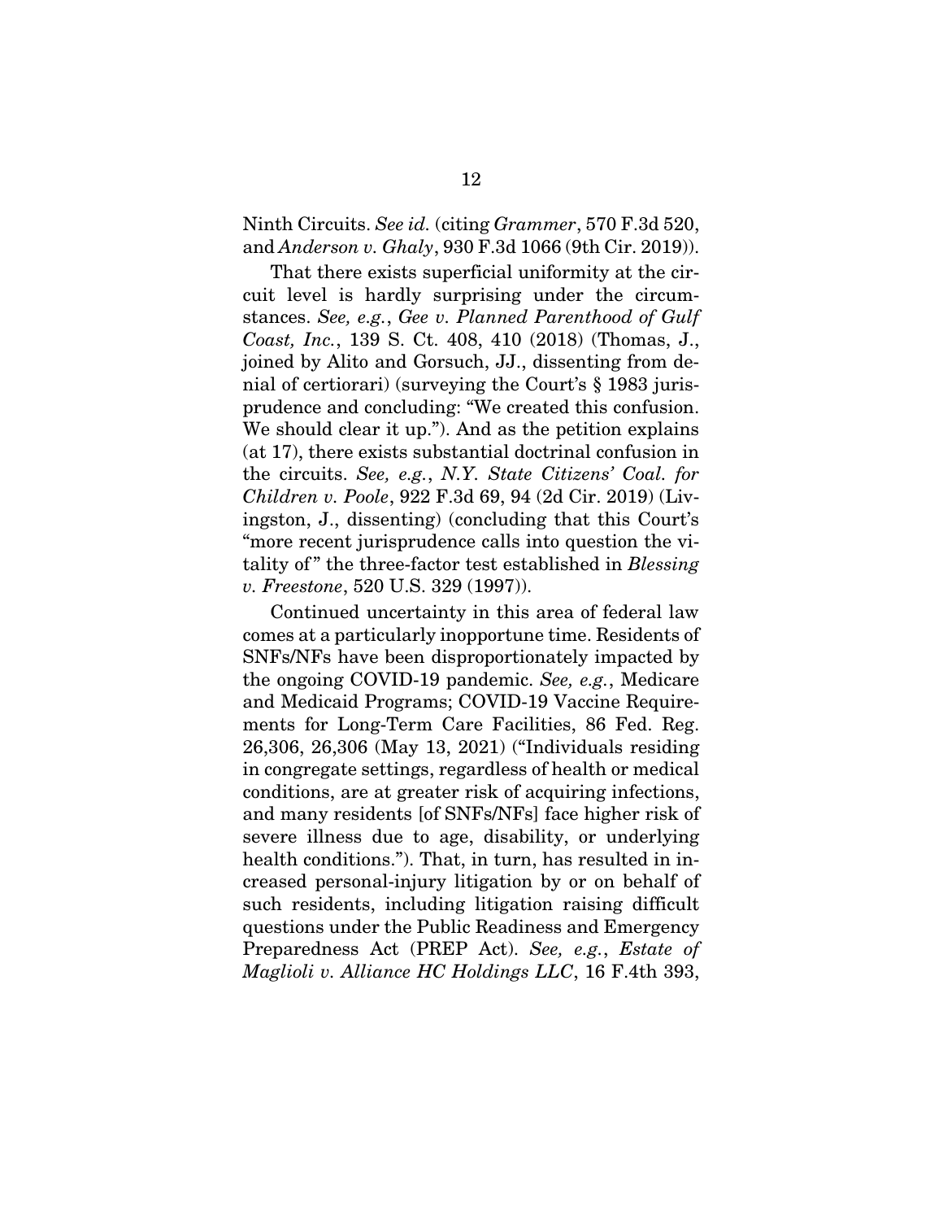Ninth Circuits. *See id.* (citing *Grammer*, 570 F.3d 520, and *Anderson v. Ghaly*, 930 F.3d 1066 (9th Cir. 2019)).

That there exists superficial uniformity at the circuit level is hardly surprising under the circumstances. *See, e.g.*, *Gee v. Planned Parenthood of Gulf Coast, Inc.*, 139 S. Ct. 408, 410 (2018) (Thomas, J., joined by Alito and Gorsuch, JJ., dissenting from denial of certiorari) (surveying the Court's § 1983 jurisprudence and concluding: "We created this confusion. We should clear it up."). And as the petition explains (at 17), there exists substantial doctrinal confusion in the circuits. *See, e.g.*, *N.Y. State Citizens' Coal. for Children v. Poole*, 922 F.3d 69, 94 (2d Cir. 2019) (Livingston, J., dissenting) (concluding that this Court's "more recent jurisprudence calls into question the vitality of" the three-factor test established in *Blessing v. Freestone*, 520 U.S. 329 (1997)).

Continued uncertainty in this area of federal law comes at a particularly inopportune time. Residents of SNFs/NFs have been disproportionately impacted by the ongoing COVID-19 pandemic. *See, e.g.*, Medicare and Medicaid Programs; COVID-19 Vaccine Requirements for Long-Term Care Facilities, 86 Fed. Reg. 26,306, 26,306 (May 13, 2021) ("Individuals residing in congregate settings, regardless of health or medical conditions, are at greater risk of acquiring infections, and many residents [of SNFs/NFs] face higher risk of severe illness due to age, disability, or underlying health conditions."). That, in turn, has resulted in increased personal-injury litigation by or on behalf of such residents, including litigation raising difficult questions under the Public Readiness and Emergency Preparedness Act (PREP Act). *See, e.g.*, *Estate of Maglioli v. Alliance HC Holdings LLC*, 16 F.4th 393,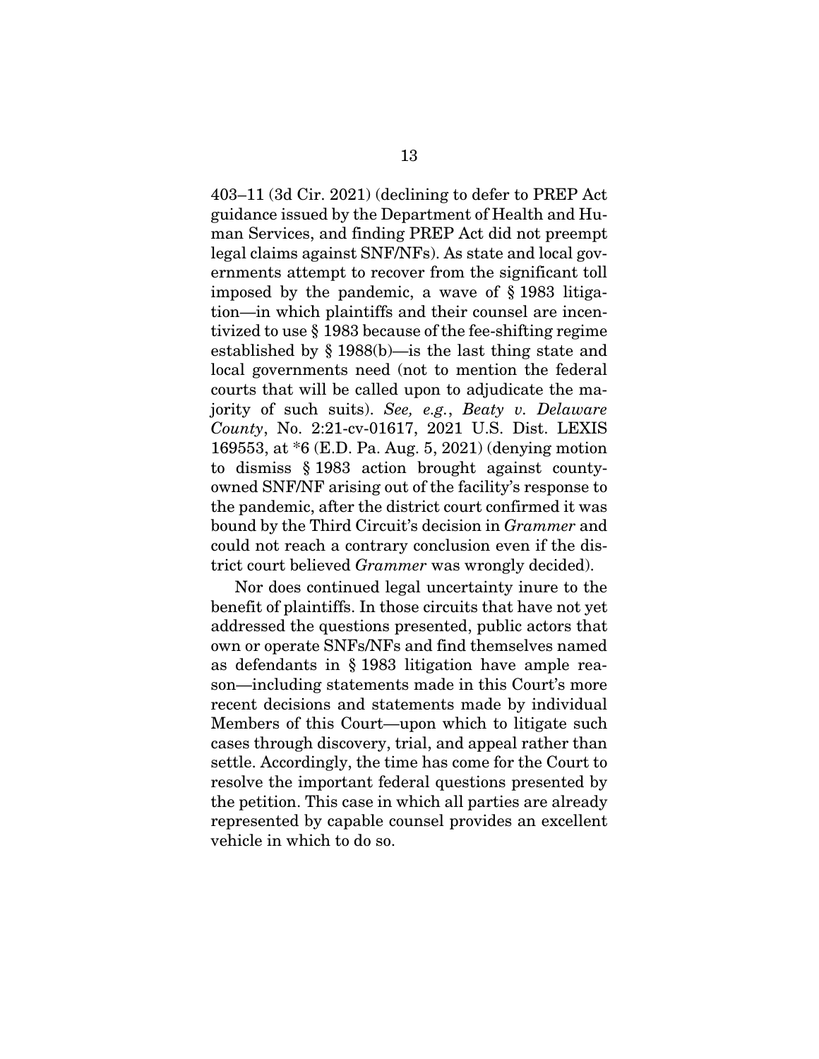403–11 (3d Cir. 2021) (declining to defer to PREP Act guidance issued by the Department of Health and Human Services, and finding PREP Act did not preempt legal claims against SNF/NFs). As state and local governments attempt to recover from the significant toll imposed by the pandemic, a wave of § 1983 litigation—in which plaintiffs and their counsel are incentivized to use § 1983 because of the fee-shifting regime established by § 1988(b)—is the last thing state and local governments need (not to mention the federal courts that will be called upon to adjudicate the majority of such suits). *See, e.g.*, *Beaty v. Delaware County*, No. 2:21-cv-01617, 2021 U.S. Dist. LEXIS 169553, at *6 (E.D. Pa. Aug. 5, 2021) (denying motion to dismiss § 1983 action brought against county-owned SNF/NF arising out of the facility's response to the pandemic, after the district court confirmed it was bound by the Third Circuit's decision in *Grammer* and could not reach a contrary conclusion even if the district court believed *Grammer* was wrongly decided).

Nor does continued legal uncertainty inure to the benefit of plaintiffs. In those circuits that have not yet addressed the questions presented, public actors that own or operate SNFs/NFs and find themselves named as defendants in § 1983 litigation have ample reason—including statements made in this Court's more recent decisions and statements made by individual Members of this Court—upon which to litigate such cases through discovery, trial, and appeal rather than settle. Accordingly, the time has come for the Court to resolve the important federal questions presented by the petition. This case in which all parties are already represented by capable counsel provides an excellent vehicle in which to do so.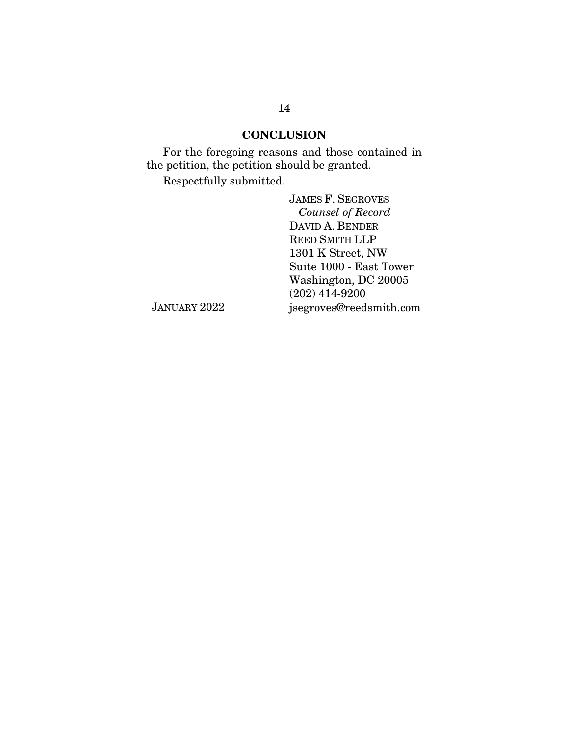## CONCLUSION

For the foregoing reasons and those contained in the petition, the petition should be granted.

Respectfully submitted.

JAMES F. SEGROVES
*Counsel of Record*
DAVID A. BENDER
REED SMITH LLP
1301 K Street, NW
Suite 1000 - East Tower
Washington, DC 20005
(202) 414-9200
jsegroves@reedsmith.com

JANUARY 2022